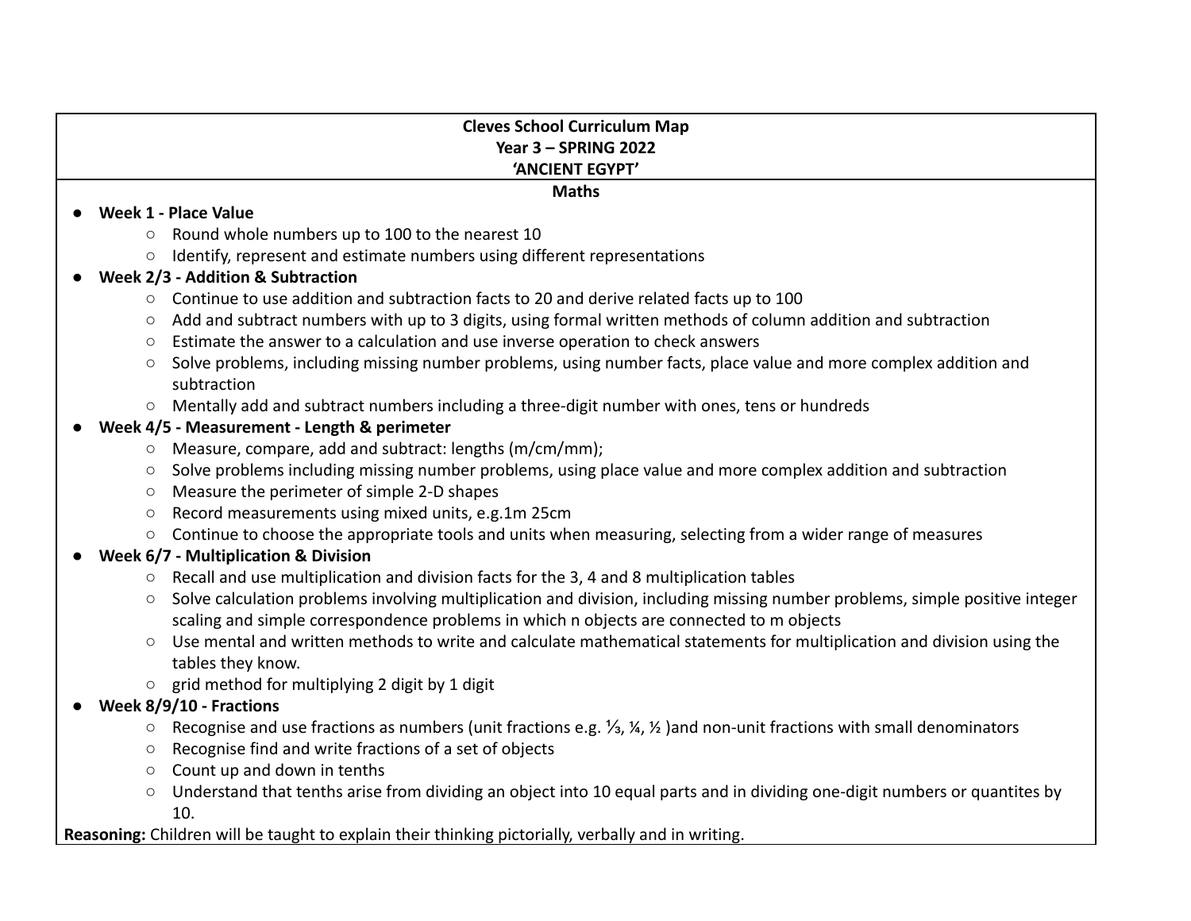**Cleves School Curriculum Map**
**Year 3 – SPRING 2022**
**'ANCIENT EGYPT'**

**Maths**

- **Week 1 - Place Value**
  - Round whole numbers up to 100 to the nearest 10
  - Identify, represent and estimate numbers using different representations
- **Week 2/3 - Addition & Subtraction**
  - Continue to use addition and subtraction facts to 20 and derive related facts up to 100
  - Add and subtract numbers with up to 3 digits, using formal written methods of column addition and subtraction
  - Estimate the answer to a calculation and use inverse operation to check answers
  - Solve problems, including missing number problems, using number facts, place value and more complex addition and subtraction
  - Mentally add and subtract numbers including a three-digit number with ones, tens or hundreds
- **Week 4/5 - Measurement - Length & perimeter**
  - Measure, compare, add and subtract: lengths (m/cm/mm);
  - Solve problems including missing number problems, using place value and more complex addition and subtraction
  - Measure the perimeter of simple 2-D shapes
  - Record measurements using mixed units, e.g.1m 25cm
  - Continue to choose the appropriate tools and units when measuring, selecting from a wider range of measures
- **Week 6/7 - Multiplication & Division**
  - Recall and use multiplication and division facts for the 3, 4 and 8 multiplication tables
  - Solve calculation problems involving multiplication and division, including missing number problems, simple positive integer scaling and simple correspondence problems in which n objects are connected to m objects
  - Use mental and written methods to write and calculate mathematical statements for multiplication and division using the tables they know.
  - grid method for multiplying 2 digit by 1 digit
- **Week 8/9/10 - Fractions**
  - Recognise and use fractions as numbers (unit fractions e.g. ⅓, ¼, ½ )and non-unit fractions with small denominators
  - Recognise find and write fractions of a set of objects
  - Count up and down in tenths
  - Understand that tenths arise from dividing an object into 10 equal parts and in dividing one-digit numbers or quantites by 10.

**Reasoning:** Children will be taught to explain their thinking pictorially, verbally and in writing.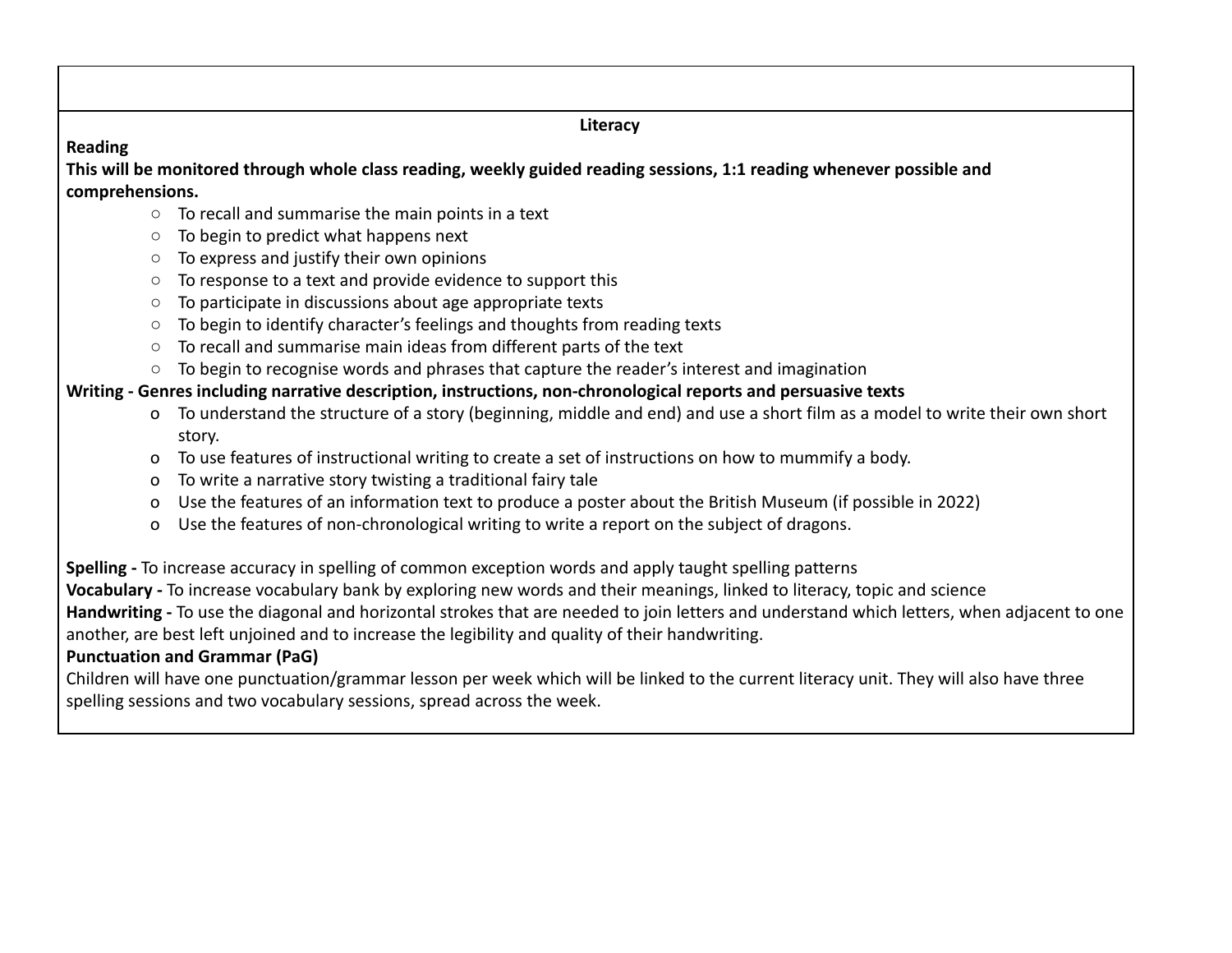**Literacy**

**Reading**

**This will be monitored through whole class reading, weekly guided reading sessions, 1:1 reading whenever possible and comprehensions.**

- To recall and summarise the main points in a text
- To begin to predict what happens next
- To express and justify their own opinions
- To response to a text and provide evidence to support this
- To participate in discussions about age appropriate texts
- To begin to identify character's feelings and thoughts from reading texts
- To recall and summarise main ideas from different parts of the text
- To begin to recognise words and phrases that capture the reader's interest and imagination

**Writing - Genres including narrative description, instructions, non-chronological reports and persuasive texts**

- To understand the structure of a story (beginning, middle and end) and use a short film as a model to write their own short story.
- To use features of instructional writing to create a set of instructions on how to mummify a body.
- To write a narrative story twisting a traditional fairy tale
- Use the features of an information text to produce a poster about the British Museum (if possible in 2022)
- Use the features of non-chronological writing to write a report on the subject of dragons.

**Spelling -** To increase accuracy in spelling of common exception words and apply taught spelling patterns

**Vocabulary -** To increase vocabulary bank by exploring new words and their meanings, linked to literacy, topic and science

**Handwriting -** To use the diagonal and horizontal strokes that are needed to join letters and understand which letters, when adjacent to one another, are best left unjoined and to increase the legibility and quality of their handwriting.

**Punctuation and Grammar (PaG)**

Children will have one punctuation/grammar lesson per week which will be linked to the current literacy unit. They will also have three spelling sessions and two vocabulary sessions, spread across the week.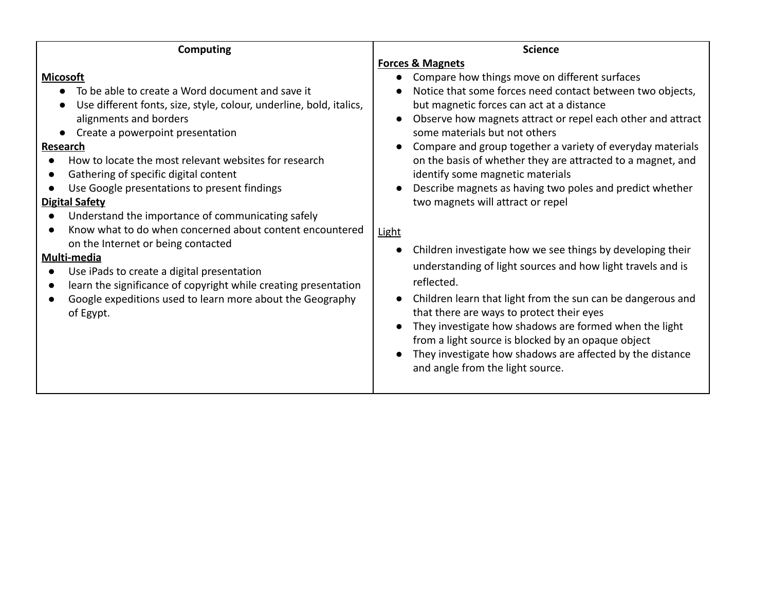| Computing | Science |
| --- | --- |
| **Micosoft**<br>• To be able to create a Word document and save it<br>• Use different fonts, size, style, colour, underline, bold, italics, alignments and borders<br>• Create a powerpoint presentation<br>**Research**<br>• How to locate the most relevant websites for research<br>• Gathering of specific digital content<br>• Use Google presentations to present findings<br>**Digital Safety**<br>• Understand the importance of communicating safely<br>• Know what to do when concerned about content encountered on the Internet or being contacted<br>**Multi-media**<br>• Use iPads to create a digital presentation<br>• learn the significance of copyright while creating presentation<br>• Google expeditions used to learn more about the Geography of Egypt. | **Forces & Magnets**<br>• Compare how things move on different surfaces<br>• Notice that some forces need contact between two objects, but magnetic forces can act at a distance<br>• Observe how magnets attract or repel each other and attract some materials but not others<br>• Compare and group together a variety of everyday materials on the basis of whether they are attracted to a magnet, and identify some magnetic materials<br>• Describe magnets as having two poles and predict whether two magnets will attract or repel<br><br>Light<br>• Children investigate how we see things by developing their understanding of light sources and how light travels and is reflected.<br>• Children learn that light from the sun can be dangerous and that there are ways to protect their eyes<br>• They investigate how shadows are formed when the light from a light source is blocked by an opaque object<br>• They investigate how shadows are affected by the distance and angle from the light source. |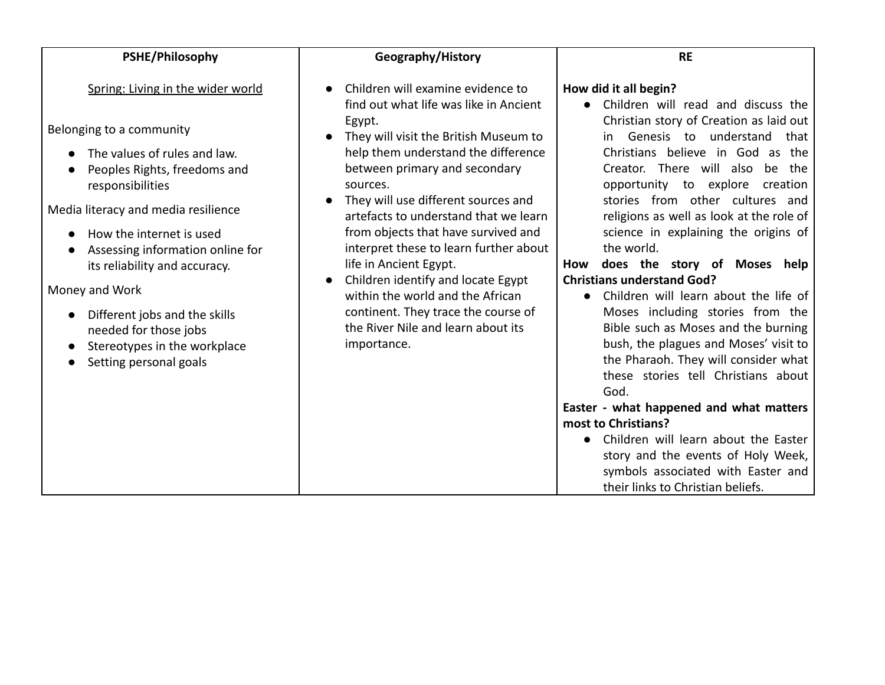| PSHE/Philosophy | Geography/History | RE |
|---|---|---|
| <u>Spring: Living in the wider world</u><br><br>Belonging to a community<br>● The values of rules and law.<br>● Peoples Rights, freedoms and responsibilities<br><br>Media literacy and media resilience<br>● How the internet is used<br>● Assessing information online for its reliability and accuracy.<br><br>Money and Work<br>● Different jobs and the skills needed for those jobs<br>● Stereotypes in the workplace<br>● Setting personal goals | ● Children will examine evidence to find out what life was like in Ancient Egypt.<br>● They will visit the British Museum to help them understand the difference between primary and secondary sources.<br>● They will use different sources and artefacts to understand that we learn from objects that have survived and interpret these to learn further about life in Ancient Egypt.<br>● Children identify and locate Egypt within the world and the African continent. They trace the course of the River Nile and learn about its importance. | **How did it all begin?**<br>● Children will read and discuss the Christian story of Creation as laid out in Genesis to understand that Christians believe in God as the Creator. There will also be the opportunity to explore creation stories from other cultures and religions as well as look at the role of science in explaining the origins of the world.<br>**How does the story of Moses help Christians understand God?**<br>● Children will learn about the life of Moses including stories from the Bible such as Moses and the burning bush, the plagues and Moses' visit to the Pharaoh. They will consider what these stories tell Christians about God.<br>**Easter - what happened and what matters most to Christians?**<br>● Children will learn about the Easter story and the events of Holy Week, symbols associated with Easter and their links to Christian beliefs. |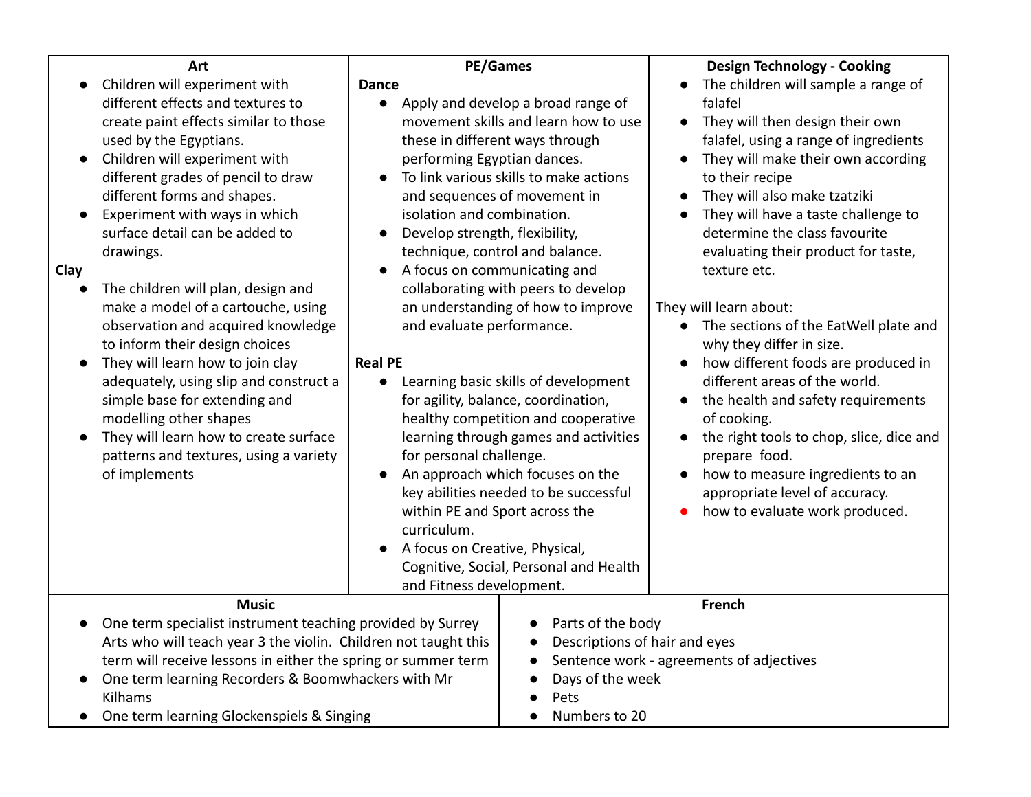## Art

- Children will experiment with different effects and textures to create paint effects similar to those used by the Egyptians.
- Children will experiment with different grades of pencil to draw different forms and shapes.
- Experiment with ways in which surface detail can be added to drawings.

**Clay**

- The children will plan, design and make a model of a cartouche, using observation and acquired knowledge to inform their design choices
- They will learn how to join clay adequately, using slip and construct a simple base for extending and modelling other shapes
- They will learn how to create surface patterns and textures, using a variety of implements

## PE/Games

**Dance**

- Apply and develop a broad range of movement skills and learn how to use these in different ways through performing Egyptian dances.
- To link various skills to make actions and sequences of movement in isolation and combination.
- Develop strength, flexibility, technique, control and balance.
- A focus on communicating and collaborating with peers to develop an understanding of how to improve and evaluate performance.

**Real PE**

- Learning basic skills of development for agility, balance, coordination, healthy competition and cooperative learning through games and activities for personal challenge.
- An approach which focuses on the key abilities needed to be successful within PE and Sport across the curriculum.
- A focus on Creative, Physical, Cognitive, Social, Personal and Health and Fitness development.

## Design Technology - Cooking

- The children will sample a range of falafel
- They will then design their own falafel, using a range of ingredients
- They will make their own according to their recipe
- They will also make tzatziki
- They will have a taste challenge to determine the class favourite evaluating their product for taste, texture etc.

They will learn about:

- The sections of the EatWell plate and why they differ in size.
- how different foods are produced in different areas of the world.
- the health and safety requirements of cooking.
- the right tools to chop, slice, dice and prepare food.
- how to measure ingredients to an appropriate level of accuracy.
- how to evaluate work produced.

## Music

- One term specialist instrument teaching provided by Surrey Arts who will teach year 3 the violin. Children not taught this term will receive lessons in either the spring or summer term
- One term learning Recorders & Boomwhackers with Mr Kilhams
- One term learning Glockenspiels & Singing

## French

- Parts of the body
- Descriptions of hair and eyes
- Sentence work - agreements of adjectives
- Days of the week
- Pets
- Numbers to 20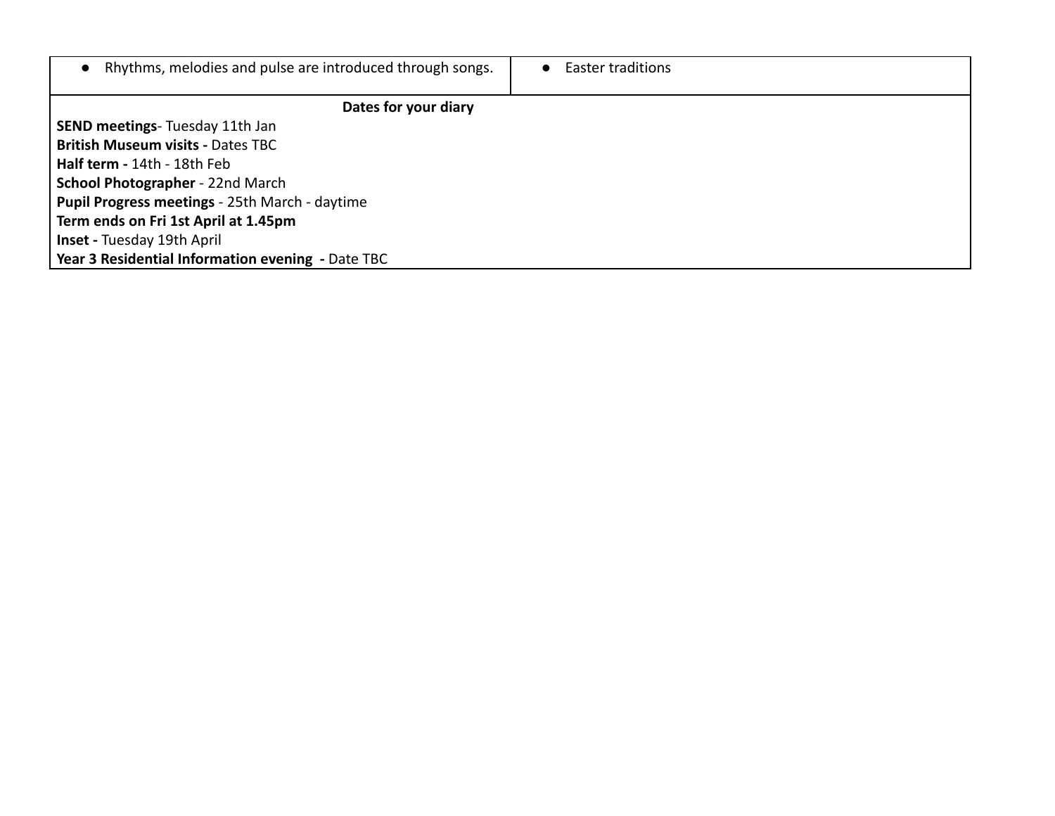| | |
|---|---|
| • Rhythms, melodies and pulse are introduced through songs. | • Easter traditions |

**Dates for your diary**

**SEND meetings**- Tuesday 11th Jan
**British Museum visits -** Dates TBC
**Half term -** 14th - 18th Feb
**School Photographer** - 22nd March
**Pupil Progress meetings** - 25th March - daytime
**Term ends on Fri 1st April at 1.45pm**
**Inset -** Tuesday 19th April
**Year 3 Residential Information evening -** Date TBC